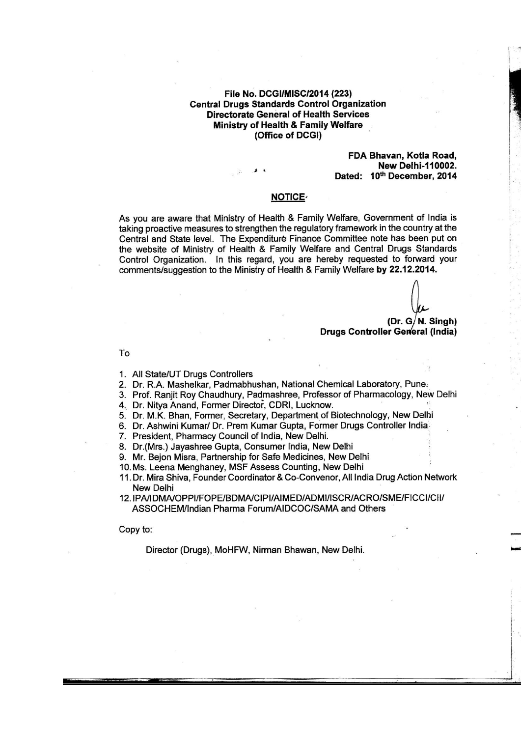**File No. DCGI/MISC/2014 (223)**
**Central Drugs Standards Control Organization**
**Directorate General of Health Services**
**Ministry of Health & Family Welfare**
**(Office of DCGI)**

**FDA Bhavan, Kotla Road,**
**New Delhi-110002.**
**Dated: 10th December, 2014**

## NOTICE

As you are aware that Ministry of Health & Family Welfare, Government of India is taking proactive measures to strengthen the regulatory framework in the country at the Central and State level. The Expenditure Finance Committee note has been put on the website of Ministry of Health & Family Welfare and Central Drugs Standards Control Organization. In this regard, you are hereby requested to forward your comments/suggestion to the Ministry of Health & Family Welfare **by 22.12.2014.**

**(Dr. G. N. Singh)**
**Drugs Controller General (India)**

To

1. All State/UT Drugs Controllers
2. Dr. R.A. Mashelkar, Padmabhushan, National Chemical Laboratory, Pune.
3. Prof. Ranjit Roy Chaudhury, Padmashree, Professor of Pharmacology, New Delhi
4. Dr. Nitya Anand, Former Director, CDRI, Lucknow.
5. Dr. M.K. Bhan, Former, Secretary, Department of Biotechnology, New Delhi
6. Dr. Ashwini Kumar/ Dr. Prem Kumar Gupta, Former Drugs Controller India
7. President, Pharmacy Council of India, New Delhi.
8. Dr.(Mrs.) Jayashree Gupta, Consumer India, New Delhi
9. Mr. Bejon Misra, Partnership for Safe Medicines, New Delhi
10. Ms. Leena Menghaney, MSF Assess Counting, New Delhi
11. Dr. Mira Shiva, Founder Coordinator & Co-Convenor, All India Drug Action Network New Delhi
12. IPA/IDMA/OPPI/FOPE/BDMA/CIPI/AIMED/ADMI/ISCR/ACRO/SME/FICCI/CII/ ASSOCHEM/Indian Pharma Forum/AIDCOC/SAMA and Others

Copy to:

Director (Drugs), MoHFW, Nirman Bhawan, New Delhi.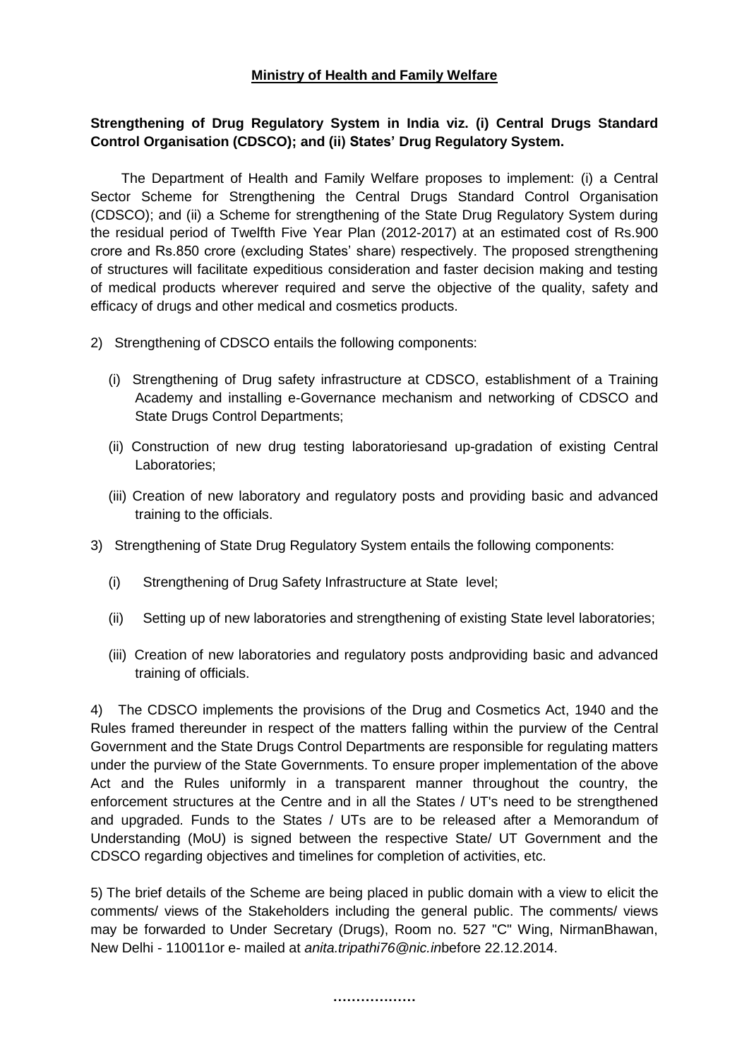**Ministry of Health and Family Welfare**

**Strengthening of Drug Regulatory System in India viz. (i) Central Drugs Standard Control Organisation (CDSCO); and (ii) States' Drug Regulatory System.**

The Department of Health and Family Welfare proposes to implement: (i) a Central Sector Scheme for Strengthening the Central Drugs Standard Control Organisation (CDSCO); and (ii) a Scheme for strengthening of the State Drug Regulatory System during the residual period of Twelfth Five Year Plan (2012-2017) at an estimated cost of Rs.900 crore and Rs.850 crore (excluding States' share) respectively. The proposed strengthening of structures will facilitate expeditious consideration and faster decision making and testing of medical products wherever required and serve the objective of the quality, safety and efficacy of drugs and other medical and cosmetics products.

2) Strengthening of CDSCO entails the following components:

(i) Strengthening of Drug safety infrastructure at CDSCO, establishment of a Training Academy and installing e-Governance mechanism and networking of CDSCO and State Drugs Control Departments;

(ii) Construction of new drug testing laboratoriesand up-gradation of existing Central Laboratories;

(iii) Creation of new laboratory and regulatory posts and providing basic and advanced training to the officials.

3) Strengthening of State Drug Regulatory System entails the following components:

(i) Strengthening of Drug Safety Infrastructure at State level;

(ii) Setting up of new laboratories and strengthening of existing State level laboratories;

(iii) Creation of new laboratories and regulatory posts andproviding basic and advanced training of officials.

4) The CDSCO implements the provisions of the Drug and Cosmetics Act, 1940 and the Rules framed thereunder in respect of the matters falling within the purview of the Central Government and the State Drugs Control Departments are responsible for regulating matters under the purview of the State Governments. To ensure proper implementation of the above Act and the Rules uniformly in a transparent manner throughout the country, the enforcement structures at the Centre and in all the States / UT's need to be strengthened and upgraded. Funds to the States / UTs are to be released after a Memorandum of Understanding (MoU) is signed between the respective State/ UT Government and the CDSCO regarding objectives and timelines for completion of activities, etc.

5) The brief details of the Scheme are being placed in public domain with a view to elicit the comments/ views of the Stakeholders including the general public. The comments/ views may be forwarded to Under Secretary (Drugs), Room no. 527 "C" Wing, NirmanBhawan, New Delhi - 110011or e- mailed at *anita.tripathi76@nic.in*before 22.12.2014.

………………